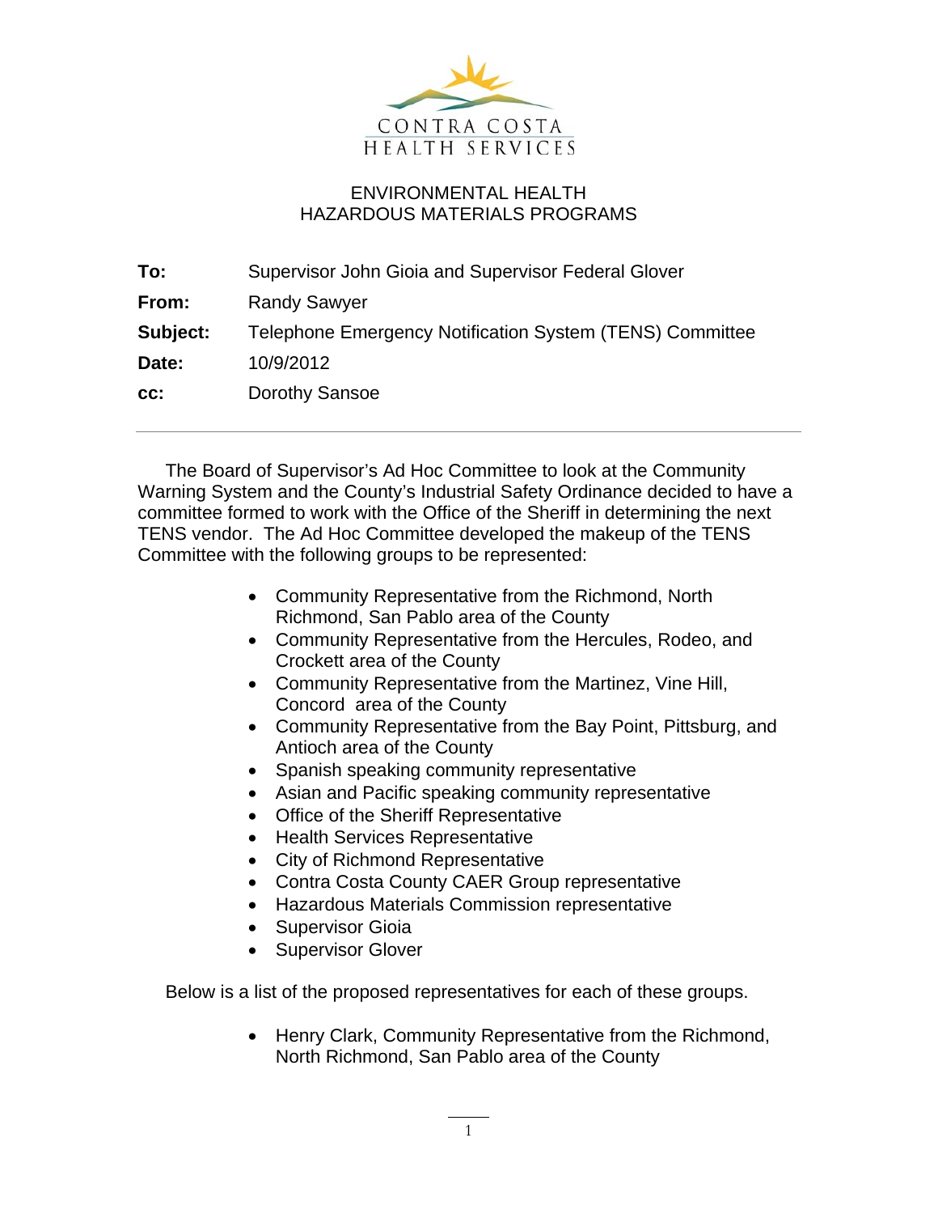CONTRA COSTA
HEALTH SERVICES

ENVIRONMENTAL HEALTH
HAZARDOUS MATERIALS PROGRAMS

**To:** Supervisor John Gioia and Supervisor Federal Glover

**From:** Randy Sawyer

**Subject:** Telephone Emergency Notification System (TENS) Committee

**Date:** 10/9/2012

**cc:** Dorothy Sansoe

---

The Board of Supervisor's Ad Hoc Committee to look at the Community Warning System and the County's Industrial Safety Ordinance decided to have a committee formed to work with the Office of the Sheriff in determining the next TENS vendor. The Ad Hoc Committee developed the makeup of the TENS Committee with the following groups to be represented:

- Community Representative from the Richmond, North Richmond, San Pablo area of the County
- Community Representative from the Hercules, Rodeo, and Crockett area of the County
- Community Representative from the Martinez, Vine Hill, Concord area of the County
- Community Representative from the Bay Point, Pittsburg, and Antioch area of the County
- Spanish speaking community representative
- Asian and Pacific speaking community representative
- Office of the Sheriff Representative
- Health Services Representative
- City of Richmond Representative
- Contra Costa County CAER Group representative
- Hazardous Materials Commission representative
- Supervisor Gioia
- Supervisor Glover

Below is a list of the proposed representatives for each of these groups.

- Henry Clark, Community Representative from the Richmond, North Richmond, San Pablo area of the County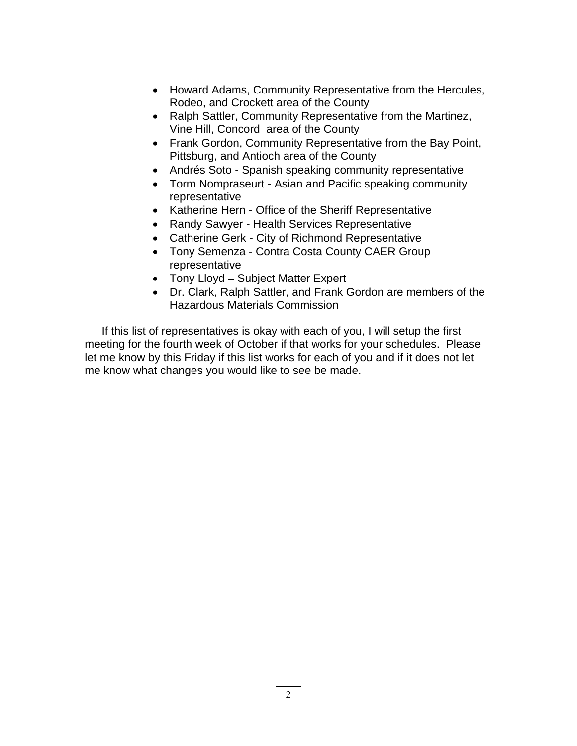- Howard Adams, Community Representative from the Hercules, Rodeo, and Crockett area of the County
- Ralph Sattler, Community Representative from the Martinez, Vine Hill, Concord area of the County
- Frank Gordon, Community Representative from the Bay Point, Pittsburg, and Antioch area of the County
- Andrés Soto - Spanish speaking community representative
- Torm Nompraseurt - Asian and Pacific speaking community representative
- Katherine Hern - Office of the Sheriff Representative
- Randy Sawyer - Health Services Representative
- Catherine Gerk - City of Richmond Representative
- Tony Semenza - Contra Costa County CAER Group representative
- Tony Lloyd – Subject Matter Expert
- Dr. Clark, Ralph Sattler, and Frank Gordon are members of the Hazardous Materials Commission

If this list of representatives is okay with each of you, I will setup the first meeting for the fourth week of October if that works for your schedules. Please let me know by this Friday if this list works for each of you and if it does not let me know what changes you would like to see be made.